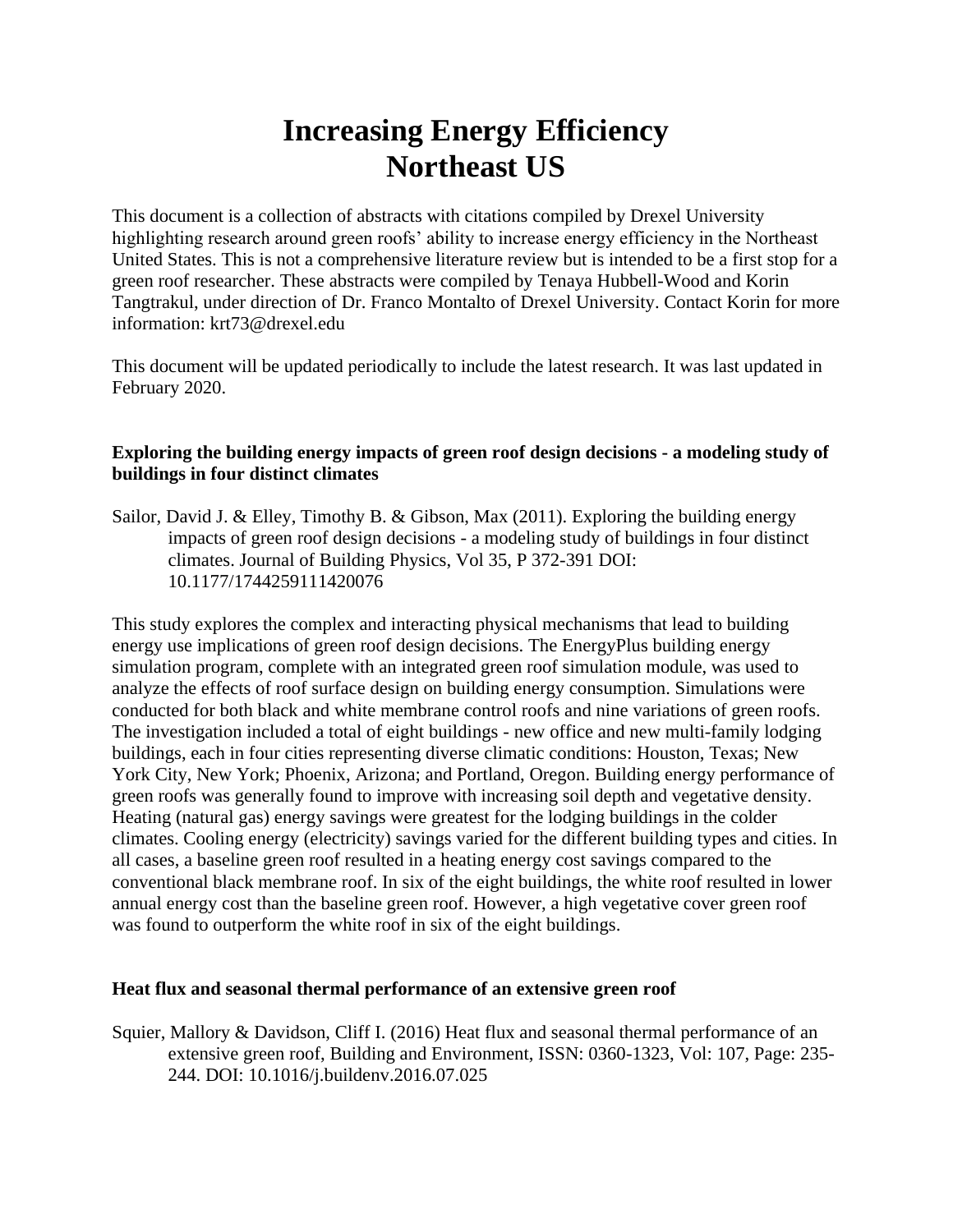# Increasing Energy Efficiency
# Northeast US

This document is a collection of abstracts with citations compiled by Drexel University highlighting research around green roofs' ability to increase energy efficiency in the Northeast United States. This is not a comprehensive literature review but is intended to be a first stop for a green roof researcher. These abstracts were compiled by Tenaya Hubbell-Wood and Korin Tangtrakul, under direction of Dr. Franco Montalto of Drexel University. Contact Korin for more information: krt73@drexel.edu

This document will be updated periodically to include the latest research. It was last updated in February 2020.

**Exploring the building energy impacts of green roof design decisions - a modeling study of buildings in four distinct climates**

Sailor, David J. & Elley, Timothy B. & Gibson, Max (2011). Exploring the building energy impacts of green roof design decisions - a modeling study of buildings in four distinct climates. Journal of Building Physics, Vol 35, P 372-391 DOI: 10.1177/1744259111420076

This study explores the complex and interacting physical mechanisms that lead to building energy use implications of green roof design decisions. The EnergyPlus building energy simulation program, complete with an integrated green roof simulation module, was used to analyze the effects of roof surface design on building energy consumption. Simulations were conducted for both black and white membrane control roofs and nine variations of green roofs. The investigation included a total of eight buildings - new office and new multi-family lodging buildings, each in four cities representing diverse climatic conditions: Houston, Texas; New York City, New York; Phoenix, Arizona; and Portland, Oregon. Building energy performance of green roofs was generally found to improve with increasing soil depth and vegetative density. Heating (natural gas) energy savings were greatest for the lodging buildings in the colder climates. Cooling energy (electricity) savings varied for the different building types and cities. In all cases, a baseline green roof resulted in a heating energy cost savings compared to the conventional black membrane roof. In six of the eight buildings, the white roof resulted in lower annual energy cost than the baseline green roof. However, a high vegetative cover green roof was found to outperform the white roof in six of the eight buildings.

**Heat flux and seasonal thermal performance of an extensive green roof**

Squier, Mallory & Davidson, Cliff I. (2016) Heat flux and seasonal thermal performance of an extensive green roof, Building and Environment, ISSN: 0360-1323, Vol: 107, Page: 235-244. DOI: 10.1016/j.buildenv.2016.07.025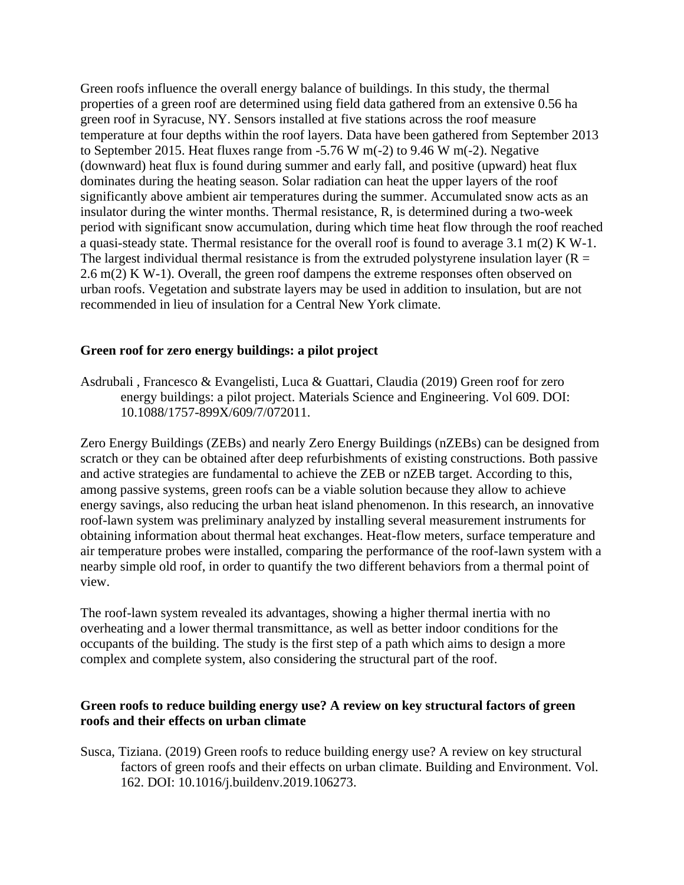Green roofs influence the overall energy balance of buildings. In this study, the thermal properties of a green roof are determined using field data gathered from an extensive 0.56 ha green roof in Syracuse, NY. Sensors installed at five stations across the roof measure temperature at four depths within the roof layers. Data have been gathered from September 2013 to September 2015. Heat fluxes range from -5.76 W m(-2) to 9.46 W m(-2). Negative (downward) heat flux is found during summer and early fall, and positive (upward) heat flux dominates during the heating season. Solar radiation can heat the upper layers of the roof significantly above ambient air temperatures during the summer. Accumulated snow acts as an insulator during the winter months. Thermal resistance, R, is determined during a two-week period with significant snow accumulation, during which time heat flow through the roof reached a quasi-steady state. Thermal resistance for the overall roof is found to average 3.1 m(2) K W-1. The largest individual thermal resistance is from the extruded polystyrene insulation layer (R = 2.6 m(2) K W-1). Overall, the green roof dampens the extreme responses often observed on urban roofs. Vegetation and substrate layers may be used in addition to insulation, but are not recommended in lieu of insulation for a Central New York climate.

**Green roof for zero energy buildings: a pilot project**

Asdrubali , Francesco & Evangelisti, Luca & Guattari, Claudia (2019) Green roof for zero energy buildings: a pilot project. Materials Science and Engineering. Vol 609. DOI: 10.1088/1757-899X/609/7/072011.

Zero Energy Buildings (ZEBs) and nearly Zero Energy Buildings (nZEBs) can be designed from scratch or they can be obtained after deep refurbishments of existing constructions. Both passive and active strategies are fundamental to achieve the ZEB or nZEB target. According to this, among passive systems, green roofs can be a viable solution because they allow to achieve energy savings, also reducing the urban heat island phenomenon. In this research, an innovative roof-lawn system was preliminary analyzed by installing several measurement instruments for obtaining information about thermal heat exchanges. Heat-flow meters, surface temperature and air temperature probes were installed, comparing the performance of the roof-lawn system with a nearby simple old roof, in order to quantify the two different behaviors from a thermal point of view.

The roof-lawn system revealed its advantages, showing a higher thermal inertia with no overheating and a lower thermal transmittance, as well as better indoor conditions for the occupants of the building. The study is the first step of a path which aims to design a more complex and complete system, also considering the structural part of the roof.

**Green roofs to reduce building energy use? A review on key structural factors of green roofs and their effects on urban climate**

Susca, Tiziana. (2019) Green roofs to reduce building energy use? A review on key structural factors of green roofs and their effects on urban climate. Building and Environment. Vol. 162. DOI: 10.1016/j.buildenv.2019.106273.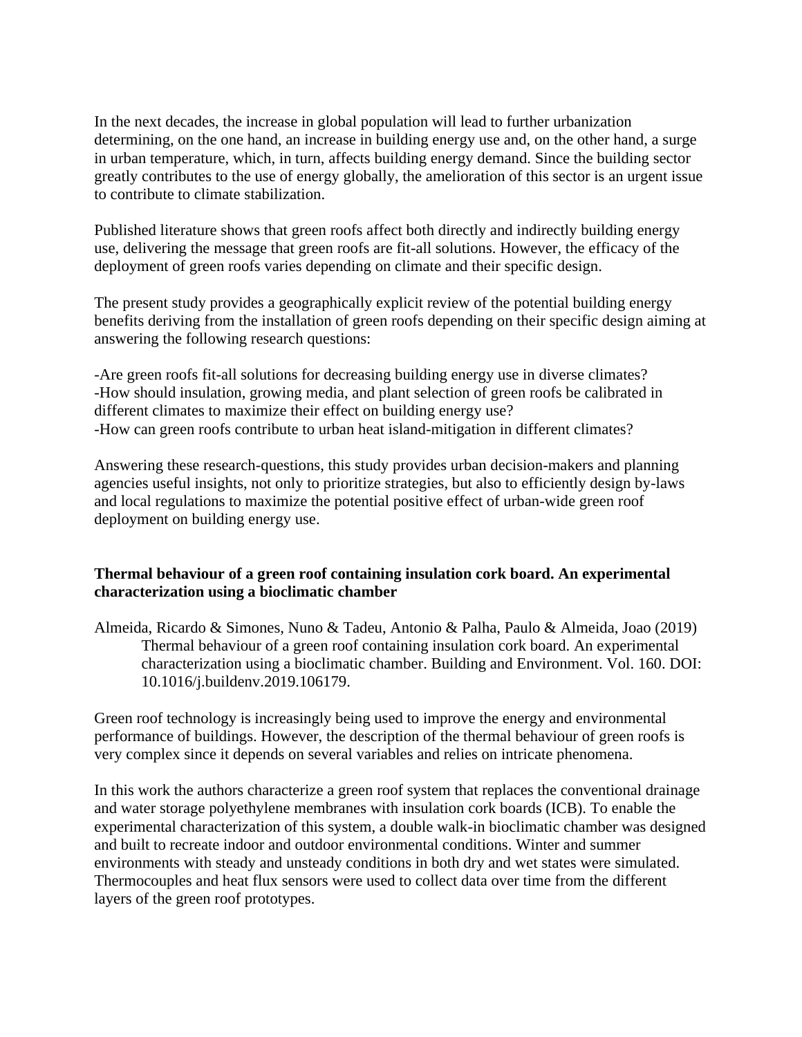In the next decades, the increase in global population will lead to further urbanization determining, on the one hand, an increase in building energy use and, on the other hand, a surge in urban temperature, which, in turn, affects building energy demand. Since the building sector greatly contributes to the use of energy globally, the amelioration of this sector is an urgent issue to contribute to climate stabilization.

Published literature shows that green roofs affect both directly and indirectly building energy use, delivering the message that green roofs are fit-all solutions. However, the efficacy of the deployment of green roofs varies depending on climate and their specific design.

The present study provides a geographically explicit review of the potential building energy benefits deriving from the installation of green roofs depending on their specific design aiming at answering the following research questions:

-Are green roofs fit-all solutions for decreasing building energy use in diverse climates?
-How should insulation, growing media, and plant selection of green roofs be calibrated in different climates to maximize their effect on building energy use?
-How can green roofs contribute to urban heat island-mitigation in different climates?

Answering these research-questions, this study provides urban decision-makers and planning agencies useful insights, not only to prioritize strategies, but also to efficiently design by-laws and local regulations to maximize the potential positive effect of urban-wide green roof deployment on building energy use.

**Thermal behaviour of a green roof containing insulation cork board. An experimental characterization using a bioclimatic chamber**

Almeida, Ricardo & Simones, Nuno & Tadeu, Antonio & Palha, Paulo & Almeida, Joao (2019) Thermal behaviour of a green roof containing insulation cork board. An experimental characterization using a bioclimatic chamber. Building and Environment. Vol. 160. DOI: 10.1016/j.buildenv.2019.106179.

Green roof technology is increasingly being used to improve the energy and environmental performance of buildings. However, the description of the thermal behaviour of green roofs is very complex since it depends on several variables and relies on intricate phenomena.

In this work the authors characterize a green roof system that replaces the conventional drainage and water storage polyethylene membranes with insulation cork boards (ICB). To enable the experimental characterization of this system, a double walk-in bioclimatic chamber was designed and built to recreate indoor and outdoor environmental conditions. Winter and summer environments with steady and unsteady conditions in both dry and wet states were simulated. Thermocouples and heat flux sensors were used to collect data over time from the different layers of the green roof prototypes.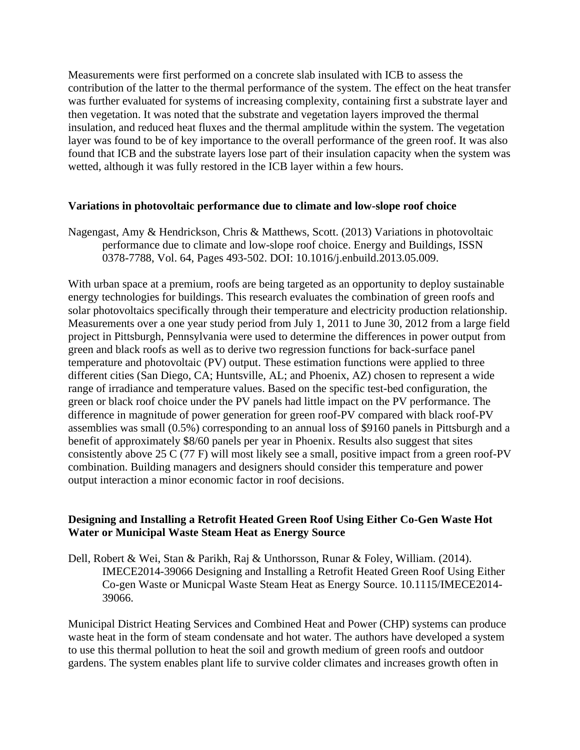Measurements were first performed on a concrete slab insulated with ICB to assess the contribution of the latter to the thermal performance of the system. The effect on the heat transfer was further evaluated for systems of increasing complexity, containing first a substrate layer and then vegetation. It was noted that the substrate and vegetation layers improved the thermal insulation, and reduced heat fluxes and the thermal amplitude within the system. The vegetation layer was found to be of key importance to the overall performance of the green roof. It was also found that ICB and the substrate layers lose part of their insulation capacity when the system was wetted, although it was fully restored in the ICB layer within a few hours.

**Variations in photovoltaic performance due to climate and low-slope roof choice**

Nagengast, Amy & Hendrickson, Chris & Matthews, Scott. (2013) Variations in photovoltaic performance due to climate and low-slope roof choice. Energy and Buildings, ISSN 0378-7788, Vol. 64, Pages 493-502. DOI: 10.1016/j.enbuild.2013.05.009.

With urban space at a premium, roofs are being targeted as an opportunity to deploy sustainable energy technologies for buildings. This research evaluates the combination of green roofs and solar photovoltaics specifically through their temperature and electricity production relationship. Measurements over a one year study period from July 1, 2011 to June 30, 2012 from a large field project in Pittsburgh, Pennsylvania were used to determine the differences in power output from green and black roofs as well as to derive two regression functions for back-surface panel temperature and photovoltaic (PV) output. These estimation functions were applied to three different cities (San Diego, CA; Huntsville, AL; and Phoenix, AZ) chosen to represent a wide range of irradiance and temperature values. Based on the specific test-bed configuration, the green or black roof choice under the PV panels had little impact on the PV performance. The difference in magnitude of power generation for green roof-PV compared with black roof-PV assemblies was small (0.5%) corresponding to an annual loss of $9160 panels in Pittsburgh and a benefit of approximately $8/60 panels per year in Phoenix. Results also suggest that sites consistently above 25 C (77 F) will most likely see a small, positive impact from a green roof-PV combination. Building managers and designers should consider this temperature and power output interaction a minor economic factor in roof decisions.

**Designing and Installing a Retrofit Heated Green Roof Using Either Co-Gen Waste Hot Water or Municipal Waste Steam Heat as Energy Source**

Dell, Robert & Wei, Stan & Parikh, Raj & Unthorsson, Runar & Foley, William. (2014). IMECE2014-39066 Designing and Installing a Retrofit Heated Green Roof Using Either Co-gen Waste or Municpal Waste Steam Heat as Energy Source. 10.1115/IMECE2014-39066.

Municipal District Heating Services and Combined Heat and Power (CHP) systems can produce waste heat in the form of steam condensate and hot water. The authors have developed a system to use this thermal pollution to heat the soil and growth medium of green roofs and outdoor gardens. The system enables plant life to survive colder climates and increases growth often in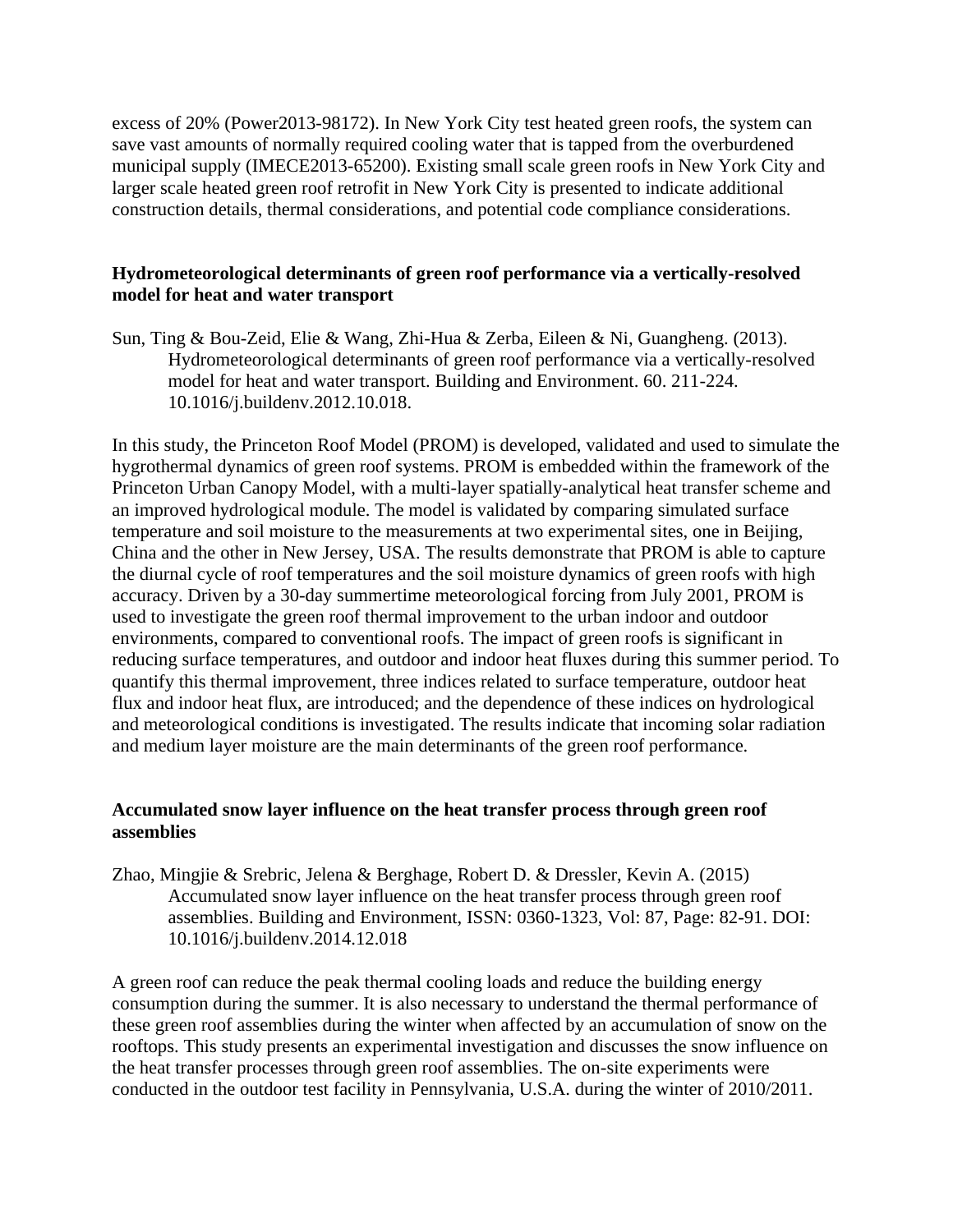excess of 20% (Power2013-98172). In New York City test heated green roofs, the system can save vast amounts of normally required cooling water that is tapped from the overburdened municipal supply (IMECE2013-65200). Existing small scale green roofs in New York City and larger scale heated green roof retrofit in New York City is presented to indicate additional construction details, thermal considerations, and potential code compliance considerations.

**Hydrometeorological determinants of green roof performance via a vertically-resolved model for heat and water transport**

Sun, Ting & Bou-Zeid, Elie & Wang, Zhi-Hua & Zerba, Eileen & Ni, Guangheng. (2013). Hydrometeorological determinants of green roof performance via a vertically-resolved model for heat and water transport. Building and Environment. 60. 211-224. 10.1016/j.buildenv.2012.10.018.

In this study, the Princeton Roof Model (PROM) is developed, validated and used to simulate the hygrothermal dynamics of green roof systems. PROM is embedded within the framework of the Princeton Urban Canopy Model, with a multi-layer spatially-analytical heat transfer scheme and an improved hydrological module. The model is validated by comparing simulated surface temperature and soil moisture to the measurements at two experimental sites, one in Beijing, China and the other in New Jersey, USA. The results demonstrate that PROM is able to capture the diurnal cycle of roof temperatures and the soil moisture dynamics of green roofs with high accuracy. Driven by a 30-day summertime meteorological forcing from July 2001, PROM is used to investigate the green roof thermal improvement to the urban indoor and outdoor environments, compared to conventional roofs. The impact of green roofs is significant in reducing surface temperatures, and outdoor and indoor heat fluxes during this summer period. To quantify this thermal improvement, three indices related to surface temperature, outdoor heat flux and indoor heat flux, are introduced; and the dependence of these indices on hydrological and meteorological conditions is investigated. The results indicate that incoming solar radiation and medium layer moisture are the main determinants of the green roof performance.

**Accumulated snow layer influence on the heat transfer process through green roof assemblies**

Zhao, Mingjie & Srebric, Jelena & Berghage, Robert D. & Dressler, Kevin A. (2015) Accumulated snow layer influence on the heat transfer process through green roof assemblies. Building and Environment, ISSN: 0360-1323, Vol: 87, Page: 82-91. DOI: 10.1016/j.buildenv.2014.12.018

A green roof can reduce the peak thermal cooling loads and reduce the building energy consumption during the summer. It is also necessary to understand the thermal performance of these green roof assemblies during the winter when affected by an accumulation of snow on the rooftops. This study presents an experimental investigation and discusses the snow influence on the heat transfer processes through green roof assemblies. The on-site experiments were conducted in the outdoor test facility in Pennsylvania, U.S.A. during the winter of 2010/2011.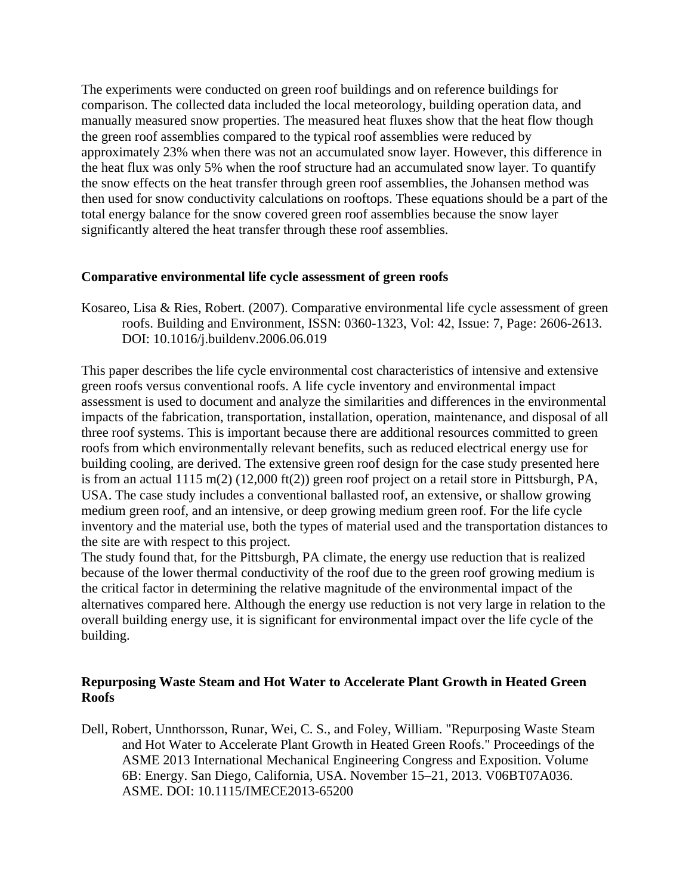The experiments were conducted on green roof buildings and on reference buildings for comparison. The collected data included the local meteorology, building operation data, and manually measured snow properties. The measured heat fluxes show that the heat flow though the green roof assemblies compared to the typical roof assemblies were reduced by approximately 23% when there was not an accumulated snow layer. However, this difference in the heat flux was only 5% when the roof structure had an accumulated snow layer. To quantify the snow effects on the heat transfer through green roof assemblies, the Johansen method was then used for snow conductivity calculations on rooftops. These equations should be a part of the total energy balance for the snow covered green roof assemblies because the snow layer significantly altered the heat transfer through these roof assemblies.

### Comparative environmental life cycle assessment of green roofs

Kosareo, Lisa & Ries, Robert. (2007). Comparative environmental life cycle assessment of green roofs. Building and Environment, ISSN: 0360-1323, Vol: 42, Issue: 7, Page: 2606-2613. DOI: 10.1016/j.buildenv.2006.06.019

This paper describes the life cycle environmental cost characteristics of intensive and extensive green roofs versus conventional roofs. A life cycle inventory and environmental impact assessment is used to document and analyze the similarities and differences in the environmental impacts of the fabrication, transportation, installation, operation, maintenance, and disposal of all three roof systems. This is important because there are additional resources committed to green roofs from which environmentally relevant benefits, such as reduced electrical energy use for building cooling, are derived. The extensive green roof design for the case study presented here is from an actual 1115 m(2) (12,000 ft(2)) green roof project on a retail store in Pittsburgh, PA, USA. The case study includes a conventional ballasted roof, an extensive, or shallow growing medium green roof, and an intensive, or deep growing medium green roof. For the life cycle inventory and the material use, both the types of material used and the transportation distances to the site are with respect to this project.
The study found that, for the Pittsburgh, PA climate, the energy use reduction that is realized because of the lower thermal conductivity of the roof due to the green roof growing medium is the critical factor in determining the relative magnitude of the environmental impact of the alternatives compared here. Although the energy use reduction is not very large in relation to the overall building energy use, it is significant for environmental impact over the life cycle of the building.

### Repurposing Waste Steam and Hot Water to Accelerate Plant Growth in Heated Green Roofs

Dell, Robert, Unnthorsson, Runar, Wei, C. S., and Foley, William. "Repurposing Waste Steam and Hot Water to Accelerate Plant Growth in Heated Green Roofs." Proceedings of the ASME 2013 International Mechanical Engineering Congress and Exposition. Volume 6B: Energy. San Diego, California, USA. November 15–21, 2013. V06BT07A036. ASME. DOI: 10.1115/IMECE2013-65200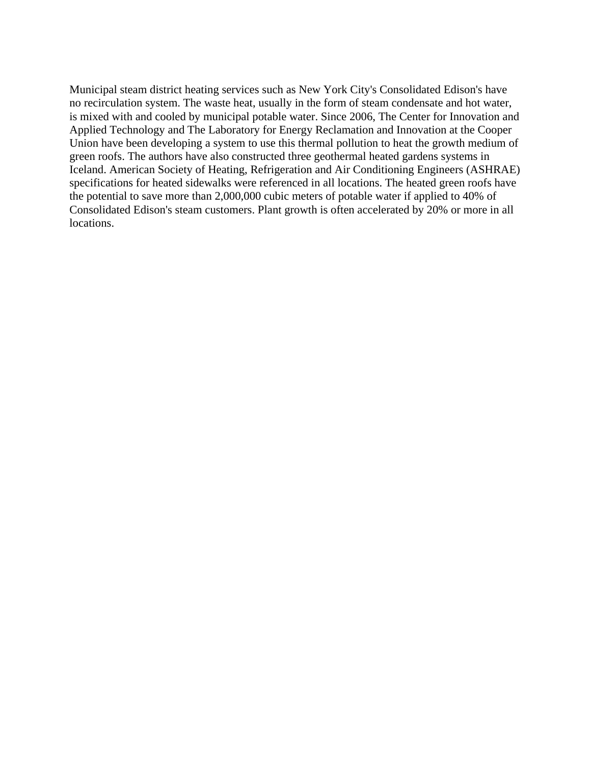Municipal steam district heating services such as New York City's Consolidated Edison's have no recirculation system. The waste heat, usually in the form of steam condensate and hot water, is mixed with and cooled by municipal potable water. Since 2006, The Center for Innovation and Applied Technology and The Laboratory for Energy Reclamation and Innovation at the Cooper Union have been developing a system to use this thermal pollution to heat the growth medium of green roofs. The authors have also constructed three geothermal heated gardens systems in Iceland. American Society of Heating, Refrigeration and Air Conditioning Engineers (ASHRAE) specifications for heated sidewalks were referenced in all locations. The heated green roofs have the potential to save more than 2,000,000 cubic meters of potable water if applied to 40% of Consolidated Edison's steam customers. Plant growth is often accelerated by 20% or more in all locations.